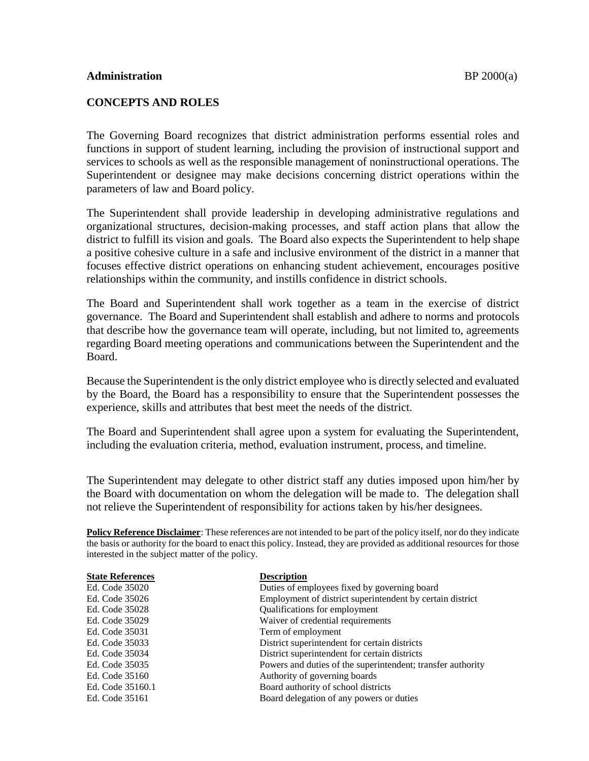**Administration** BP 2000(a)

## CONCEPTS AND ROLES

The Governing Board recognizes that district administration performs essential roles and functions in support of student learning, including the provision of instructional support and services to schools as well as the responsible management of noninstructional operations. The Superintendent or designee may make decisions concerning district operations within the parameters of law and Board policy.

The Superintendent shall provide leadership in developing administrative regulations and organizational structures, decision-making processes, and staff action plans that allow the district to fulfill its vision and goals. The Board also expects the Superintendent to help shape a positive cohesive culture in a safe and inclusive environment of the district in a manner that focuses effective district operations on enhancing student achievement, encourages positive relationships within the community, and instills confidence in district schools.

The Board and Superintendent shall work together as a team in the exercise of district governance. The Board and Superintendent shall establish and adhere to norms and protocols that describe how the governance team will operate, including, but not limited to, agreements regarding Board meeting operations and communications between the Superintendent and the Board.

Because the Superintendent is the only district employee who is directly selected and evaluated by the Board, the Board has a responsibility to ensure that the Superintendent possesses the experience, skills and attributes that best meet the needs of the district.

The Board and Superintendent shall agree upon a system for evaluating the Superintendent, including the evaluation criteria, method, evaluation instrument, process, and timeline.

The Superintendent may delegate to other district staff any duties imposed upon him/her by the Board with documentation on whom the delegation will be made to. The delegation shall not relieve the Superintendent of responsibility for actions taken by his/her designees.

**Policy Reference Disclaimer**: These references are not intended to be part of the policy itself, nor do they indicate the basis or authority for the board to enact this policy. Instead, they are provided as additional resources for those interested in the subject matter of the policy.

| State References | Description |
|---|---|
| Ed. Code 35020 | Duties of employees fixed by governing board |
| Ed. Code 35026 | Employment of district superintendent by certain district |
| Ed. Code 35028 | Qualifications for employment |
| Ed. Code 35029 | Waiver of credential requirements |
| Ed. Code 35031 | Term of employment |
| Ed. Code 35033 | District superintendent for certain districts |
| Ed. Code 35034 | District superintendent for certain districts |
| Ed. Code 35035 | Powers and duties of the superintendent; transfer authority |
| Ed. Code 35160 | Authority of governing boards |
| Ed. Code 35160.1 | Board authority of school districts |
| Ed. Code 35161 | Board delegation of any powers or duties |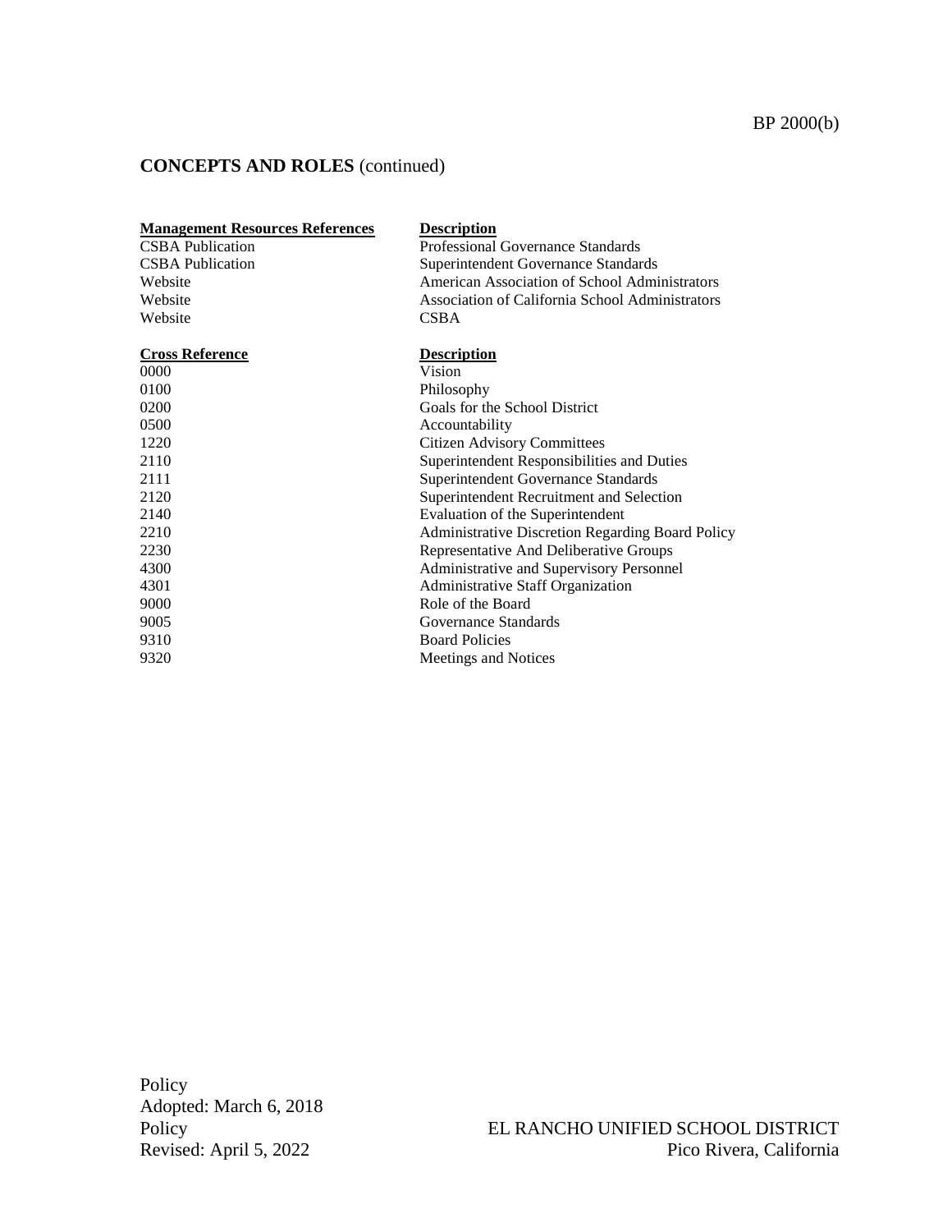## CONCEPTS AND ROLES (continued)

| **Management Resources References** | **Description** |
| --- | --- |
| CSBA Publication | Professional Governance Standards |
| CSBA Publication | Superintendent Governance Standards |
| Website | American Association of School Administrators |
| Website | Association of California School Administrators |
| Website | CSBA |

| **Cross Reference** | **Description** |
| --- | --- |
| 0000 | Vision |
| 0100 | Philosophy |
| 0200 | Goals for the School District |
| 0500 | Accountability |
| 1220 | Citizen Advisory Committees |
| 2110 | Superintendent Responsibilities and Duties |
| 2111 | Superintendent Governance Standards |
| 2120 | Superintendent Recruitment and Selection |
| 2140 | Evaluation of the Superintendent |
| 2210 | Administrative Discretion Regarding Board Policy |
| 2230 | Representative And Deliberative Groups |
| 4300 | Administrative and Supervisory Personnel |
| 4301 | Administrative Staff Organization |
| 9000 | Role of the Board |
| 9005 | Governance Standards |
| 9310 | Board Policies |
| 9320 | Meetings and Notices |

Policy
Adopted: March 6, 2018
Policy
Revised: April 5, 2022

EL RANCHO UNIFIED SCHOOL DISTRICT
Pico Rivera, California